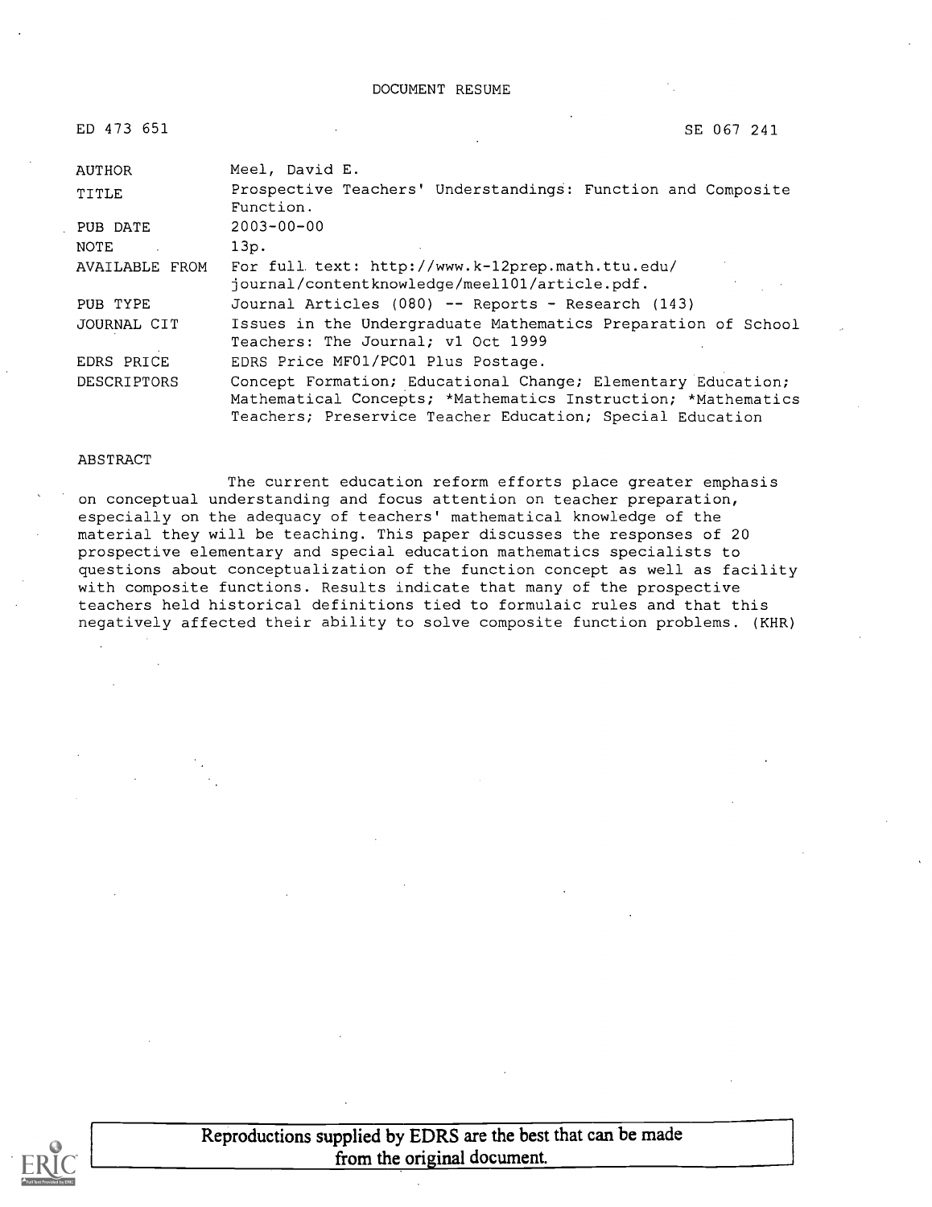DOCUMENT RESUME

ED 473 651 SE 067 241

| | |
|---|---|
| AUTHOR | Meel, David E. |
| TITLE | Prospective Teachers' Understandings: Function and Composite Function. |
| PUB DATE | 2003-00-00 |
| NOTE | 13p. |
| AVAILABLE FROM | For full text: http://www.k-12prep.math.ttu.edu/journal/contentknowledge/meel101/article.pdf. |
| PUB TYPE | Journal Articles (080) -- Reports - Research (143) |
| JOURNAL CIT | Issues in the Undergraduate Mathematics Preparation of School Teachers: The Journal; v1 Oct 1999 |
| EDRS PRICE | EDRS Price MF01/PC01 Plus Postage. |
| DESCRIPTORS | Concept Formation; Educational Change; Elementary Education; Mathematical Concepts; *Mathematics Instruction; *Mathematics Teachers; Preservice Teacher Education; Special Education |

ABSTRACT

The current education reform efforts place greater emphasis on conceptual understanding and focus attention on teacher preparation, especially on the adequacy of teachers' mathematical knowledge of the material they will be teaching. This paper discusses the responses of 20 prospective elementary and special education mathematics specialists to questions about conceptualization of the function concept as well as facility with composite functions. Results indicate that many of the prospective teachers held historical definitions tied to formulaic rules and that this negatively affected their ability to solve composite function problems. (KHR)

Reproductions supplied by EDRS are the best that can be made from the original document.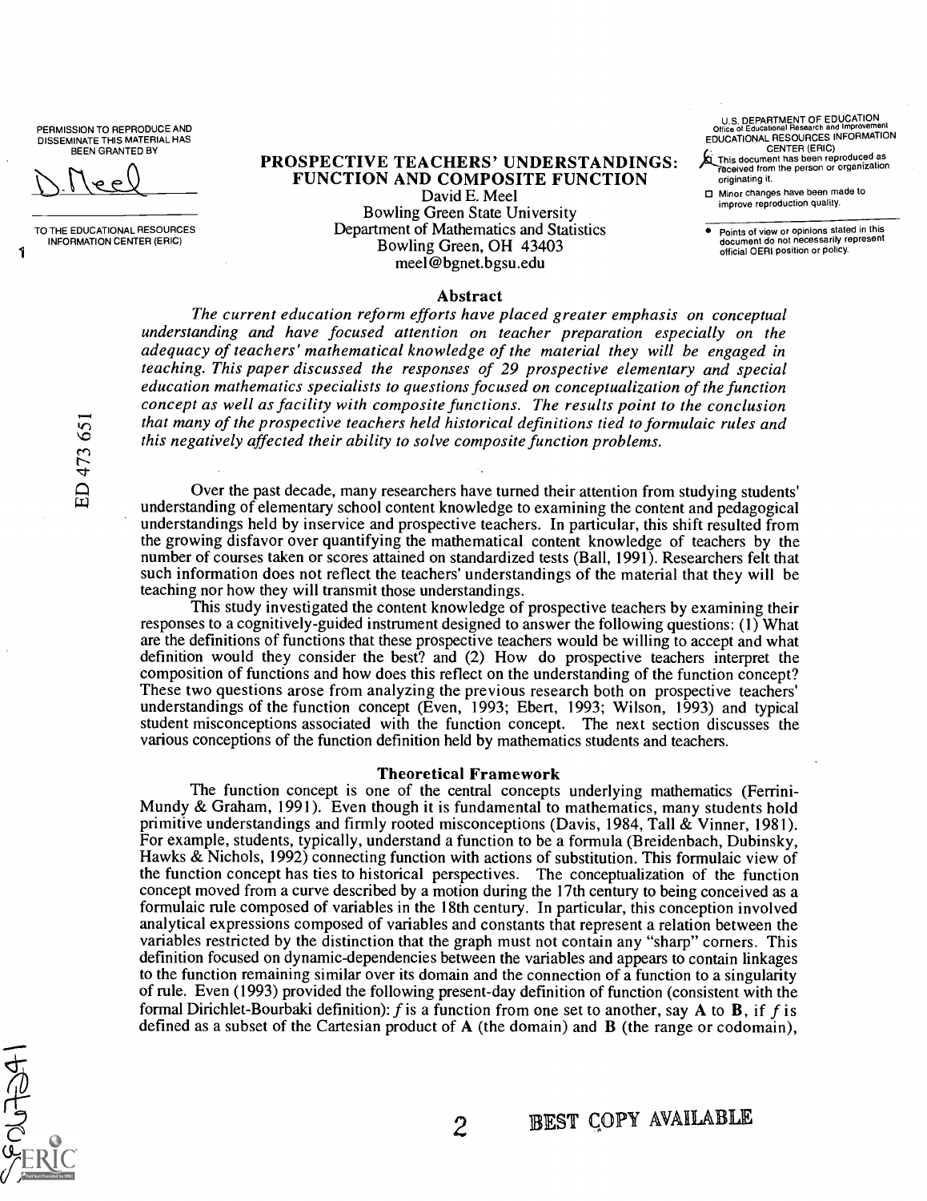# PROSPECTIVE TEACHERS' UNDERSTANDINGS: FUNCTION AND COMPOSITE FUNCTION

David E. Meel
Bowling Green State University
Department of Mathematics and Statistics
Bowling Green, OH 43403
meel@bgnet.bgsu.edu

## Abstract

*The current education reform efforts have placed greater emphasis on conceptual understanding and have focused attention on teacher preparation especially on the adequacy of teachers' mathematical knowledge of the material they will be engaged in teaching. This paper discussed the responses of 29 prospective elementary and special education mathematics specialists to questions focused on conceptualization of the function concept as well as facility with composite functions. The results point to the conclusion that many of the prospective teachers held historical definitions tied to formulaic rules and this negatively affected their ability to solve composite function problems.*

Over the past decade, many researchers have turned their attention from studying students' understanding of elementary school content knowledge to examining the content and pedagogical understandings held by inservice and prospective teachers. In particular, this shift resulted from the growing disfavor over quantifying the mathematical content knowledge of teachers by the number of courses taken or scores attained on standardized tests (Ball, 1991). Researchers felt that such information does not reflect the teachers' understandings of the material that they will be teaching nor how they will transmit those understandings.

This study investigated the content knowledge of prospective teachers by examining their responses to a cognitively-guided instrument designed to answer the following questions: (1) What are the definitions of functions that these prospective teachers would be willing to accept and what definition would they consider the best? and (2) How do prospective teachers interpret the composition of functions and how does this reflect on the understanding of the function concept? These two questions arose from analyzing the previous research both on prospective teachers' understandings of the function concept (Even, 1993; Ebert, 1993; Wilson, 1993) and typical student misconceptions associated with the function concept. The next section discusses the various conceptions of the function definition held by mathematics students and teachers.

## Theoretical Framework

The function concept is one of the central concepts underlying mathematics (Ferrini-Mundy & Graham, 1991). Even though it is fundamental to mathematics, many students hold primitive understandings and firmly rooted misconceptions (Davis, 1984, Tall & Vinner, 1981). For example, students, typically, understand a function to be a formula (Breidenbach, Dubinsky, Hawks & Nichols, 1992) connecting function with actions of substitution. This formulaic view of the function concept has ties to historical perspectives. The conceptualization of the function concept moved from a curve described by a motion during the 17th century to being conceived as a formulaic rule composed of variables in the 18th century. In particular, this conception involved analytical expressions composed of variables and constants that represent a relation between the variables restricted by the distinction that the graph must not contain any "sharp" corners. This definition focused on dynamic-dependencies between the variables and appears to contain linkages to the function remaining similar over its domain and the connection of a function to a singularity of rule. Even (1993) provided the following present-day definition of function (consistent with the formal Dirichlet-Bourbaki definition): $f$ is a function from one set to another, say **A** to **B**, if $f$ is defined as a subset of the Cartesian product of **A** (the domain) and **B** (the range or codomain),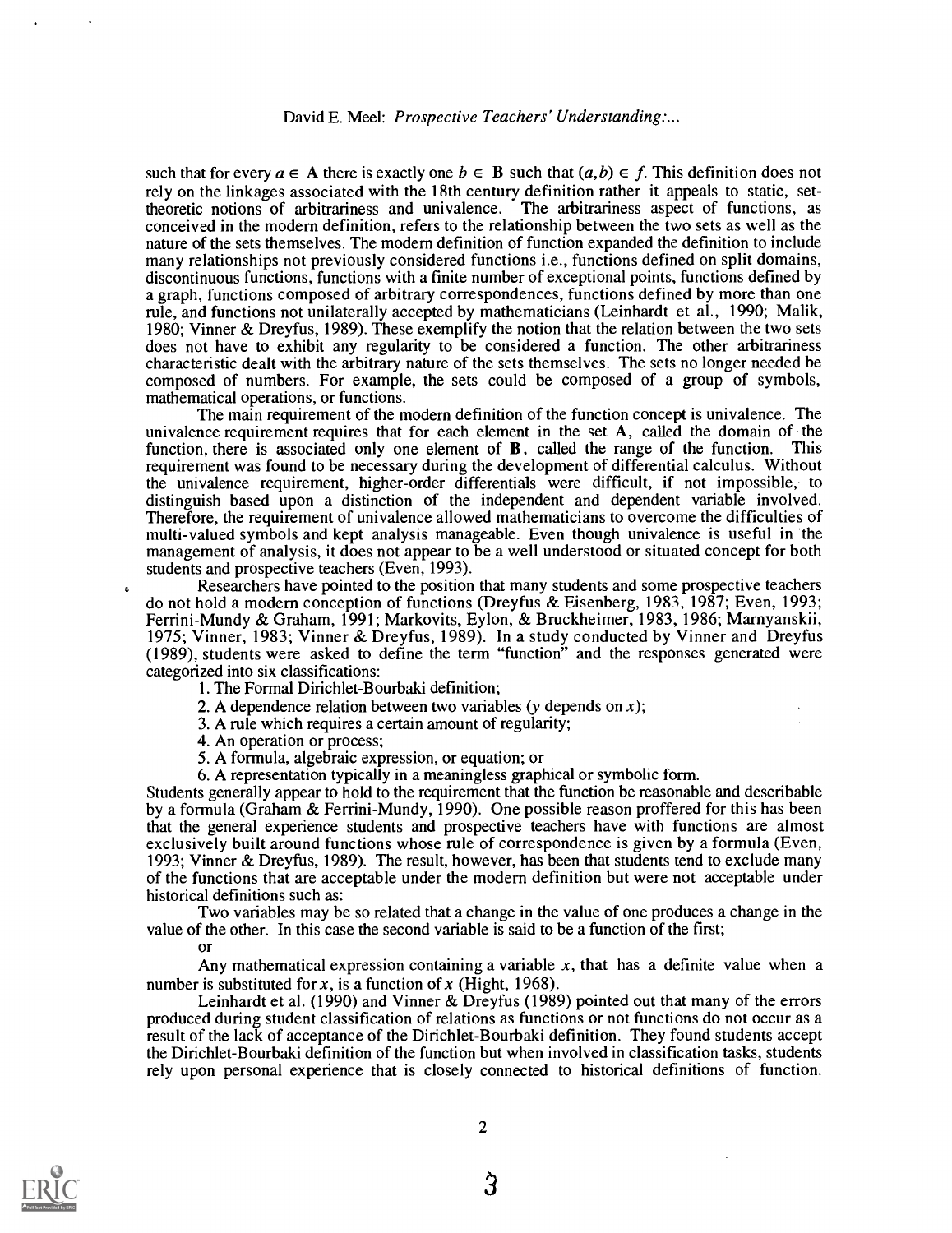such that for every $a \in \mathbf{A}$ there is exactly one $b \in \mathbf{B}$ such that $(a,b) \in f$. This definition does not rely on the linkages associated with the 18th century definition rather it appeals to static, set-theoretic notions of arbitrariness and univalence. The arbitrariness aspect of functions, as conceived in the modern definition, refers to the relationship between the two sets as well as the nature of the sets themselves. The modern definition of function expanded the definition to include many relationships not previously considered functions i.e., functions defined on split domains, discontinuous functions, functions with a finite number of exceptional points, functions defined by a graph, functions composed of arbitrary correspondences, functions defined by more than one rule, and functions not unilaterally accepted by mathematicians (Leinhardt et al., 1990; Malik, 1980; Vinner & Dreyfus, 1989). These exemplify the notion that the relation between the two sets does not have to exhibit any regularity to be considered a function. The other arbitrariness characteristic dealt with the arbitrary nature of the sets themselves. The sets no longer needed be composed of numbers. For example, the sets could be composed of a group of symbols, mathematical operations, or functions.

The main requirement of the modern definition of the function concept is univalence. The univalence requirement requires that for each element in the set **A**, called the domain of the function, there is associated only one element of **B**, called the range of the function. This requirement was found to be necessary during the development of differential calculus. Without the univalence requirement, higher-order differentials were difficult, if not impossible, to distinguish based upon a distinction of the independent and dependent variable involved. Therefore, the requirement of univalence allowed mathematicians to overcome the difficulties of multi-valued symbols and kept analysis manageable. Even though univalence is useful in the management of analysis, it does not appear to be a well understood or situated concept for both students and prospective teachers (Even, 1993).

Researchers have pointed to the position that many students and some prospective teachers do not hold a modern conception of functions (Dreyfus & Eisenberg, 1983, 1987; Even, 1993; Ferrini-Mundy & Graham, 1991; Markovits, Eylon, & Bruckheimer, 1983, 1986; Marnyanskii, 1975; Vinner, 1983; Vinner & Dreyfus, 1989). In a study conducted by Vinner and Dreyfus (1989), students were asked to define the term "function" and the responses generated were categorized into six classifications:

1. The Formal Dirichlet-Bourbaki definition;
2. A dependence relation between two variables ($y$ depends on $x$);
3. A rule which requires a certain amount of regularity;
4. An operation or process;
5. A formula, algebraic expression, or equation; or
6. A representation typically in a meaningless graphical or symbolic form.

Students generally appear to hold to the requirement that the function be reasonable and describable by a formula (Graham & Ferrini-Mundy, 1990). One possible reason proffered for this has been that the general experience students and prospective teachers have with functions are almost exclusively built around functions whose rule of correspondence is given by a formula (Even, 1993; Vinner & Dreyfus, 1989). The result, however, has been that students tend to exclude many of the functions that are acceptable under the modern definition but were not acceptable under historical definitions such as:

Two variables may be so related that a change in the value of one produces a change in the value of the other. In this case the second variable is said to be a function of the first;

or

Any mathematical expression containing a variable $x$, that has a definite value when a number is substituted for $x$, is a function of $x$ (Hight, 1968).

Leinhardt et al. (1990) and Vinner & Dreyfus (1989) pointed out that many of the errors produced during student classification of relations as functions or not functions do not occur as a result of the lack of acceptance of the Dirichlet-Bourbaki definition. They found students accept the Dirichlet-Bourbaki definition of the function but when involved in classification tasks, students rely upon personal experience that is closely connected to historical definitions of function.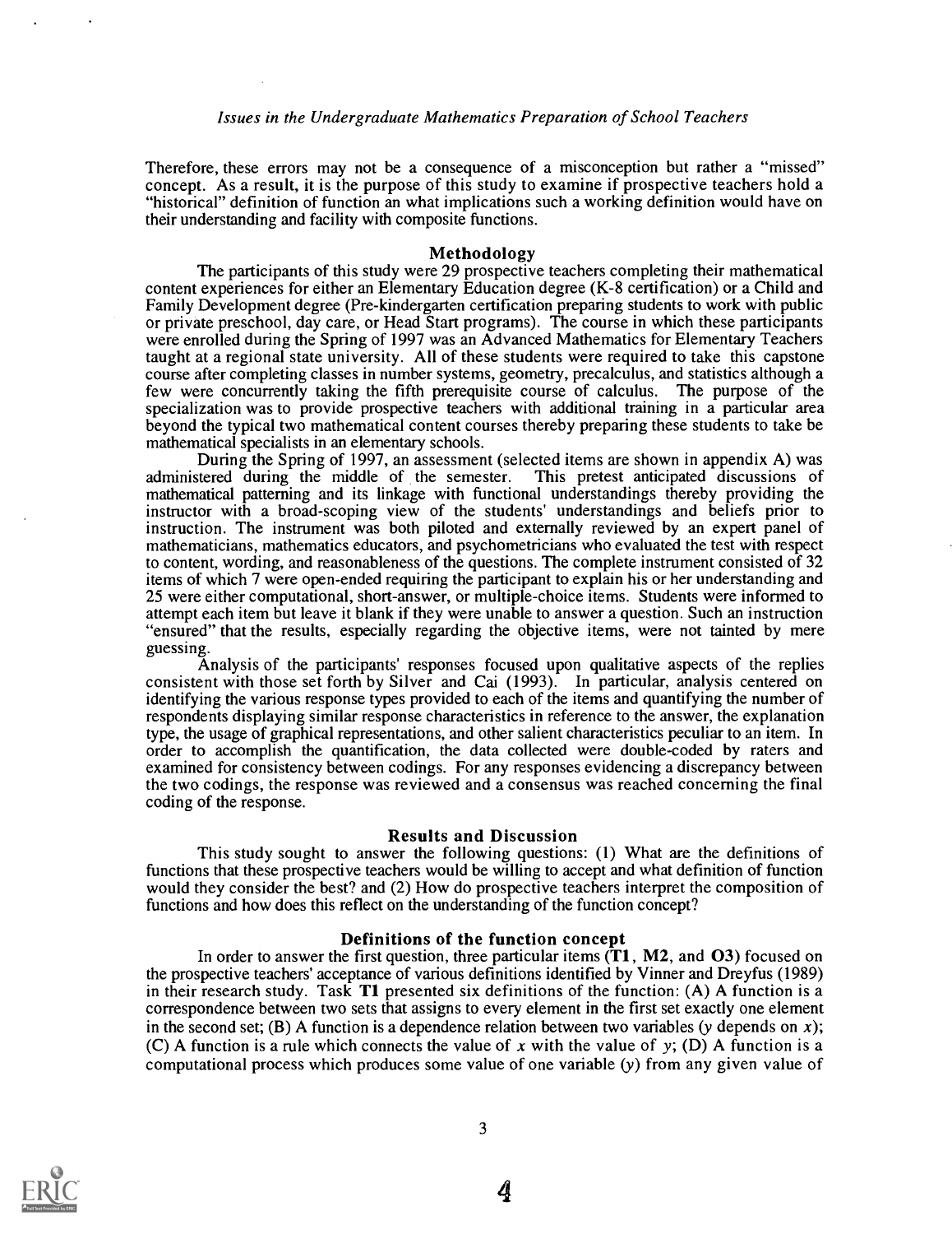Therefore, these errors may not be a consequence of a misconception but rather a "missed" concept. As a result, it is the purpose of this study to examine if prospective teachers hold a "historical" definition of function an what implications such a working definition would have on their understanding and facility with composite functions.

## Methodology

The participants of this study were 29 prospective teachers completing their mathematical content experiences for either an Elementary Education degree (K-8 certification) or a Child and Family Development degree (Pre-kindergarten certification preparing students to work with public or private preschool, day care, or Head Start programs). The course in which these participants were enrolled during the Spring of 1997 was an Advanced Mathematics for Elementary Teachers taught at a regional state university. All of these students were required to take this capstone course after completing classes in number systems, geometry, precalculus, and statistics although a few were concurrently taking the fifth prerequisite course of calculus. The purpose of the specialization was to provide prospective teachers with additional training in a particular area beyond the typical two mathematical content courses thereby preparing these students to take be mathematical specialists in an elementary schools.

During the Spring of 1997, an assessment (selected items are shown in appendix A) was administered during the middle of the semester. This pretest anticipated discussions of mathematical patterning and its linkage with functional understandings thereby providing the instructor with a broad-scoping view of the students' understandings and beliefs prior to instruction. The instrument was both piloted and externally reviewed by an expert panel of mathematicians, mathematics educators, and psychometricians who evaluated the test with respect to content, wording, and reasonableness of the questions. The complete instrument consisted of 32 items of which 7 were open-ended requiring the participant to explain his or her understanding and 25 were either computational, short-answer, or multiple-choice items. Students were informed to attempt each item but leave it blank if they were unable to answer a question. Such an instruction "ensured" that the results, especially regarding the objective items, were not tainted by mere guessing.

Analysis of the participants' responses focused upon qualitative aspects of the replies consistent with those set forth by Silver and Cai (1993). In particular, analysis centered on identifying the various response types provided to each of the items and quantifying the number of respondents displaying similar response characteristics in reference to the answer, the explanation type, the usage of graphical representations, and other salient characteristics peculiar to an item. In order to accomplish the quantification, the data collected were double-coded by raters and examined for consistency between codings. For any responses evidencing a discrepancy between the two codings, the response was reviewed and a consensus was reached concerning the final coding of the response.

## Results and Discussion

This study sought to answer the following questions: (1) What are the definitions of functions that these prospective teachers would be willing to accept and what definition of function would they consider the best? and (2) How do prospective teachers interpret the composition of functions and how does this reflect on the understanding of the function concept?

### Definitions of the function concept

In order to answer the first question, three particular items (**T1**, **M2**, and **O3**) focused on the prospective teachers' acceptance of various definitions identified by Vinner and Dreyfus (1989) in their research study. Task **T1** presented six definitions of the function: (A) A function is a correspondence between two sets that assigns to every element in the first set exactly one element in the second set; (B) A function is a dependence relation between two variables ($y$ depends on $x$); (C) A function is a rule which connects the value of $x$ with the value of $y$; (D) A function is a computational process which produces some value of one variable ($y$) from any given value of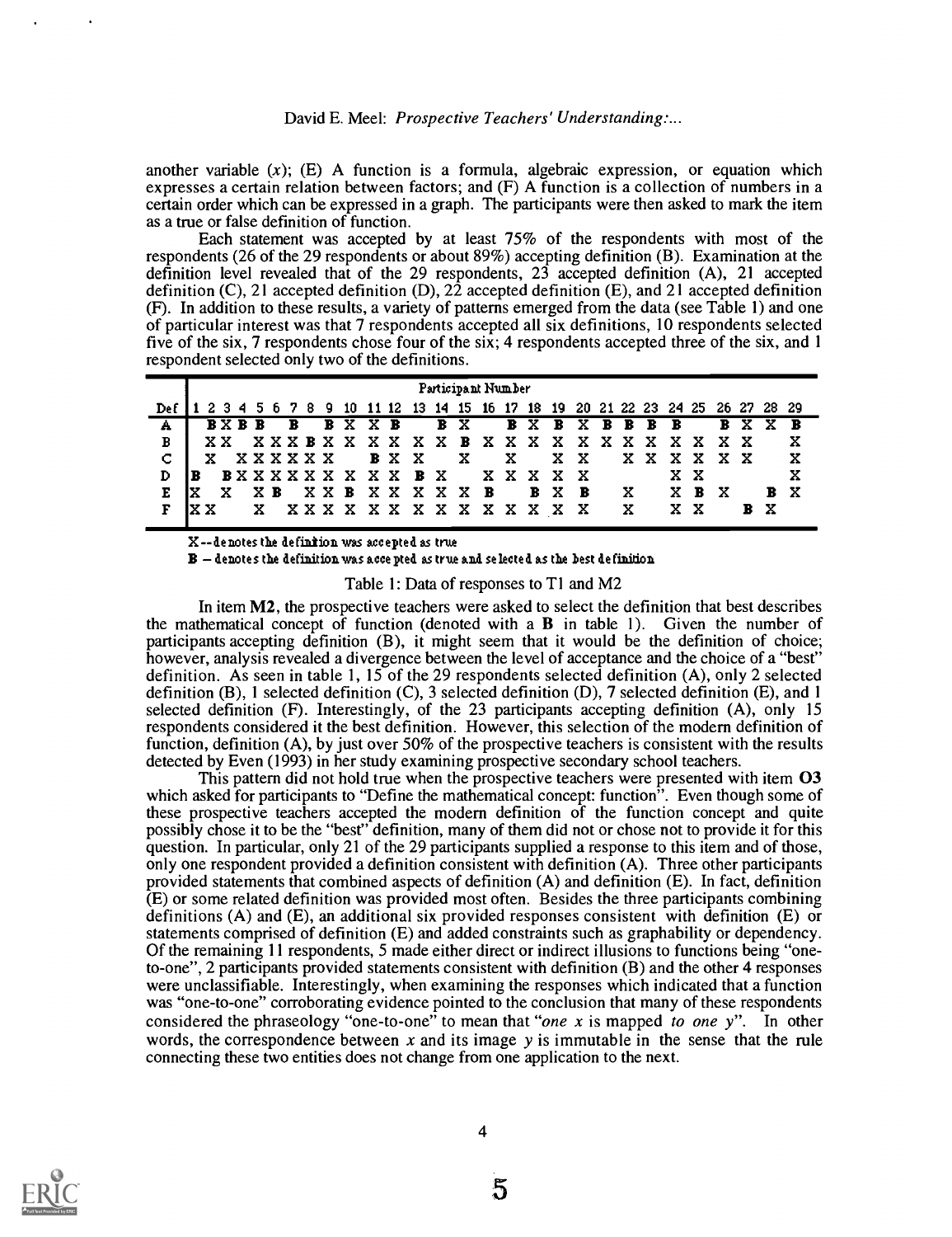another variable ($x$); (E) A function is a formula, algebraic expression, or equation which expresses a certain relation between factors; and (F) A function is a collection of numbers in a certain order which can be expressed in a graph. The participants were then asked to mark the item as a true or false definition of function.

Each statement was accepted by at least 75% of the respondents with most of the respondents (26 of the 29 respondents or about 89%) accepting definition (B). Examination at the definition level revealed that of the 29 respondents, 23 accepted definition (A), 21 accepted definition (C), 21 accepted definition (D), 22 accepted definition (E), and 21 accepted definition (F). In addition to these results, a variety of patterns emerged from the data (see Table 1) and one of particular interest was that 7 respondents accepted all six definitions, 10 respondents selected five of the six, 7 respondents chose four of the six; 4 respondents accepted three of the six, and 1 respondent selected only two of the definitions.

| | Participant Number | | | | | | | | | | | | | | | | | | | | | | | | | | | | |
|---|---|---|---|---|---|---|---|---|---|---|---|---|---|---|---|---|---|---|---|---|---|---|---|---|---|---|---|---|---|
| Def | 1 | 2 | 3 | 4 | 5 | 6 | 7 | 8 | 9 | 10 | 11 | 12 | 13 | 14 | 15 | 16 | 17 | 18 | 19 | 20 | 21 | 22 | 23 | 24 | 25 | 26 | 27 | 28 | 29 |
| A | | B | X | B | B | | B | | B | X | X | B | | B | X | | B | X | B | X | B | B | B | B | | B | X | X | B |
| B | | X | X | | X | X | X | B | X | X | X | X | X | X | X | B | X | X | X | X | X | X | X | X | X | X | X | | X |
| C | | X | | X | X | X | X | X | X | | B | X | X | | X | | X | | X | X | | X | X | X | X | X | X | | X |
| D | B | | B | X | X | X | X | X | X | X | X | X | B | X | | | X | X | X | X | X | | | X | X | | | | X |
| E | X | | X | | X | B | | X | X | B | X | X | X | X | B | | | B | X | B | | X | | X | B | X | | B | X |
| F | X | X | | | X | | X | X | X | X | X | X | X | X | X | X | X | X | | X | | X | | X | X | | B | X | |

X -- denotes the definition was accepted as true

B -- denotes the definition was accepted as true and selected as the best definition

Table 1: Data of responses to T1 and M2

In item **M2**, the prospective teachers were asked to select the definition that best describes the mathematical concept of function (denoted with a **B** in table 1). Given the number of participants accepting definition (B), it might seem that it would be the definition of choice; however, analysis revealed a divergence between the level of acceptance and the choice of a "best" definition. As seen in table 1, 15 of the 29 respondents selected definition (A), only 2 selected definition (B), 1 selected definition (C), 3 selected definition (D), 7 selected definition (E), and 1 selected definition (F). Interestingly, of the 23 participants accepting definition (A), only 15 respondents considered it the best definition. However, this selection of the modern definition of function, definition (A), by just over 50% of the prospective teachers is consistent with the results detected by Even (1993) in her study examining prospective secondary school teachers.

This pattern did not hold true when the prospective teachers were presented with item **O3** which asked for participants to "Define the mathematical concept: function". Even though some of these prospective teachers accepted the modern definition of the function concept and quite possibly chose it to be the "best" definition, many of them did not or chose not to provide it for this question. In particular, only 21 of the 29 participants supplied a response to this item and of those, only one respondent provided a definition consistent with definition (A). Three other participants provided statements that combined aspects of definition (A) and definition (E). In fact, definition (E) or some related definition was provided most often. Besides the three participants combining definitions (A) and (E), an additional six provided responses consistent with definition (E) or statements comprised of definition (E) and added constraints such as graphability or dependency. Of the remaining 11 respondents, 5 made either direct or indirect illusions to functions being "one-to-one", 2 participants provided statements consistent with definition (B) and the other 4 responses were unclassifiable. Interestingly, when examining the responses which indicated that a function was "one-to-one" corroborating evidence pointed to the conclusion that many of these respondents considered the phraseology "one-to-one" to mean that "*one x* is mapped *to one y*". In other words, the correspondence between $x$ and its image $y$ is immutable in the sense that the rule connecting these two entities does not change from one application to the next.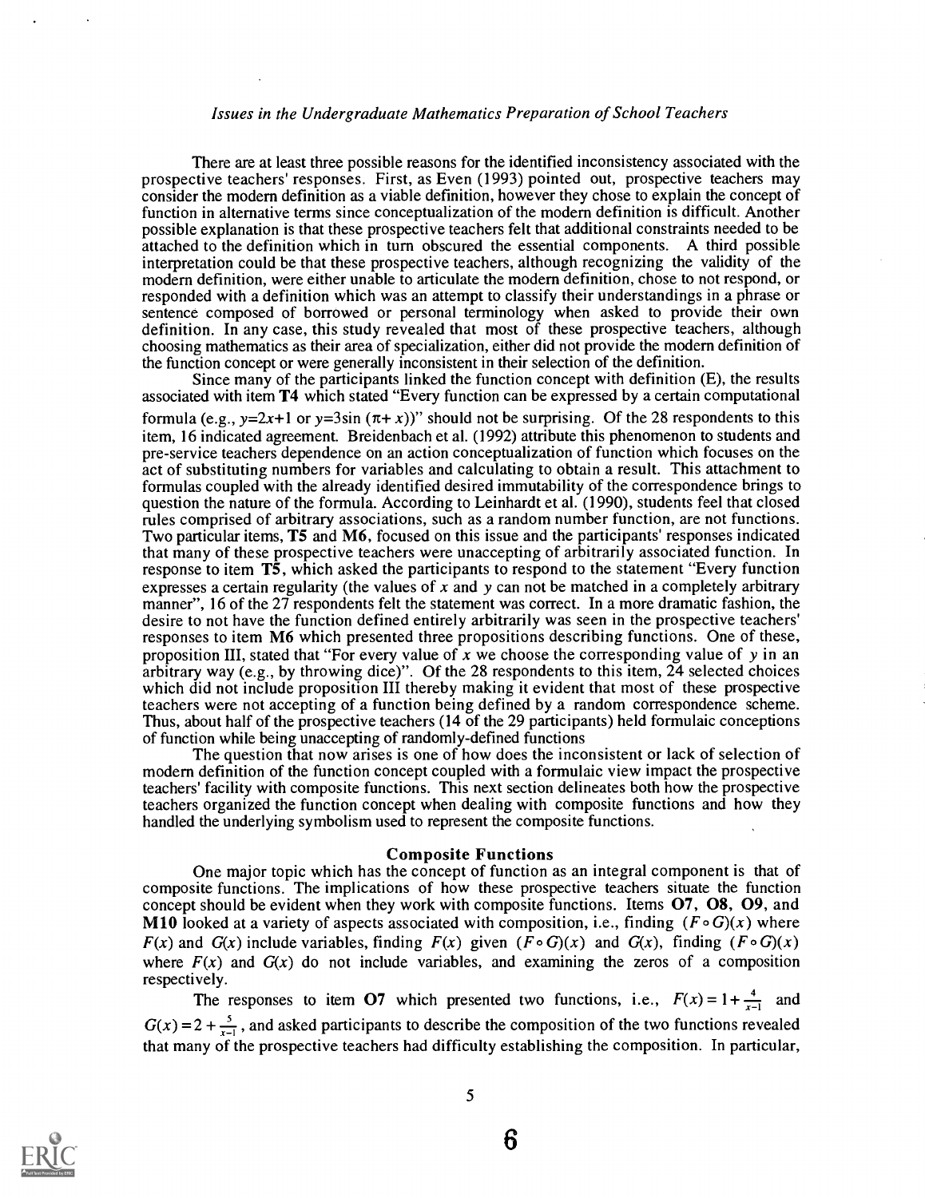There are at least three possible reasons for the identified inconsistency associated with the prospective teachers' responses. First, as Even (1993) pointed out, prospective teachers may consider the modern definition as a viable definition, however they chose to explain the concept of function in alternative terms since conceptualization of the modern definition is difficult. Another possible explanation is that these prospective teachers felt that additional constraints needed to be attached to the definition which in turn obscured the essential components. A third possible interpretation could be that these prospective teachers, although recognizing the validity of the modern definition, were either unable to articulate the modern definition, chose to not respond, or responded with a definition which was an attempt to classify their understandings in a phrase or sentence composed of borrowed or personal terminology when asked to provide their own definition. In any case, this study revealed that most of these prospective teachers, although choosing mathematics as their area of specialization, either did not provide the modern definition of the function concept or were generally inconsistent in their selection of the definition.

Since many of the participants linked the function concept with definition (E), the results associated with item **T4** which stated "Every function can be expressed by a certain computational formula (e.g., $y=2x+1$ or $y=3\sin(\pi+x)$)" should not be surprising. Of the 28 respondents to this item, 16 indicated agreement. Breidenbach et al. (1992) attribute this phenomenon to students and pre-service teachers dependence on an action conceptualization of function which focuses on the act of substituting numbers for variables and calculating to obtain a result. This attachment to formulas coupled with the already identified desired immutability of the correspondence brings to question the nature of the formula. According to Leinhardt et al. (1990), students feel that closed rules comprised of arbitrary associations, such as a random number function, are not functions. Two particular items, **T5** and **M6**, focused on this issue and the participants' responses indicated that many of these prospective teachers were unaccepting of arbitrarily associated function. In response to item **T5**, which asked the participants to respond to the statement "Every function expresses a certain regularity (the values of $x$ and $y$ can not be matched in a completely arbitrary manner", 16 of the 27 respondents felt the statement was correct. In a more dramatic fashion, the desire to not have the function defined entirely arbitrarily was seen in the prospective teachers' responses to item **M6** which presented three propositions describing functions. One of these, proposition III, stated that "For every value of $x$ we choose the corresponding value of $y$ in an arbitrary way (e.g., by throwing dice)". Of the 28 respondents to this item, 24 selected choices which did not include proposition III thereby making it evident that most of these prospective teachers were not accepting of a function being defined by a random correspondence scheme. Thus, about half of the prospective teachers (14 of the 29 participants) held formulaic conceptions of function while being unaccepting of randomly-defined functions

The question that now arises is one of how does the inconsistent or lack of selection of modern definition of the function concept coupled with a formulaic view impact the prospective teachers' facility with composite functions. This next section delineates both how the prospective teachers organized the function concept when dealing with composite functions and how they handled the underlying symbolism used to represent the composite functions.

### Composite Functions

One major topic which has the concept of function as an integral component is that of composite functions. The implications of how these prospective teachers situate the function concept should be evident when they work with composite functions. Items **O7**, **O8**, **O9**, and **M10** looked at a variety of aspects associated with composition, i.e., finding $(F \circ G)(x)$ where $F(x)$ and $G(x)$ include variables, finding $F(x)$ given $(F \circ G)(x)$ and $G(x)$, finding $(F \circ G)(x)$ where $F(x)$ and $G(x)$ do not include variables, and examining the zeros of a composition respectively.

The responses to item **O7** which presented two functions, i.e., $F(x) = 1 + \frac{4}{x-1}$ and $G(x) = 2 + \frac{5}{x-1}$, and asked participants to describe the composition of the two functions revealed that many of the prospective teachers had difficulty establishing the composition. In particular,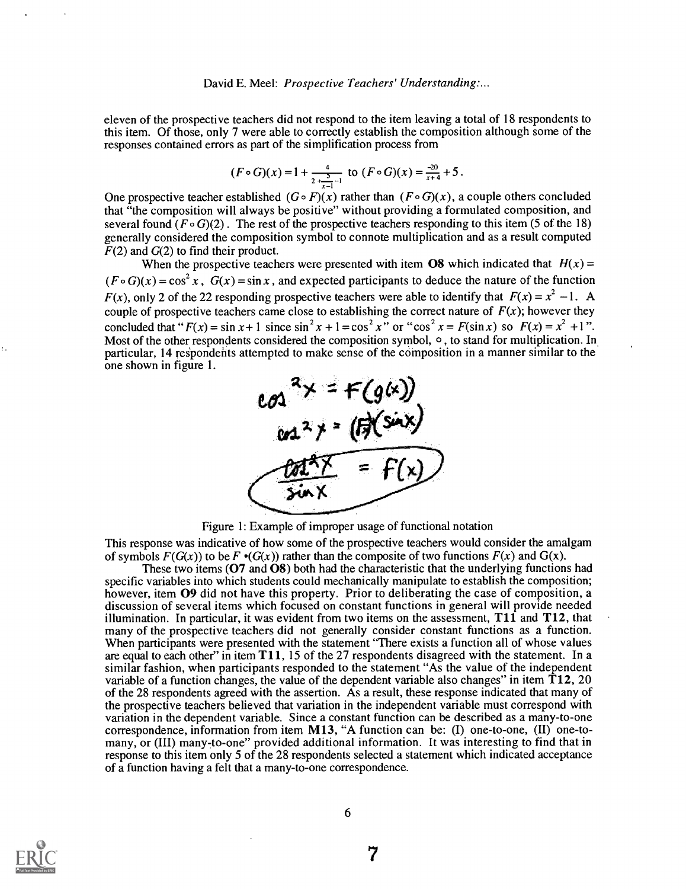eleven of the prospective teachers did not respond to the item leaving a total of 18 respondents to this item. Of those, only 7 were able to correctly establish the composition although some of the responses contained errors as part of the simplification process from

$$(F \circ G)(x) = 1 + \frac{4}{2 + \frac{5}{x-1} - 1} \text{ to } (F \circ G)(x) = \frac{-20}{x+4} + 5.$$

One prospective teacher established $(G \circ F)(x)$ rather than $(F \circ G)(x)$, a couple others concluded that "the composition will always be positive" without providing a formulated composition, and several found $(F \circ G)(2)$. The rest of the prospective teachers responding to this item (5 of the 18) generally considered the composition symbol to connote multiplication and as a result computed $F(2)$ and $G(2)$ to find their product.

When the prospective teachers were presented with item **O8** which indicated that $H(x) = (F \circ G)(x) = \cos^2 x$, $G(x) = \sin x$, and expected participants to deduce the nature of the function $F(x)$, only 2 of the 22 responding prospective teachers were able to identify that $F(x) = x^2 - 1$. A couple of prospective teachers came close to establishing the correct nature of $F(x)$; however they concluded that "$F(x) = \sin x + 1$ since $\sin^2 x + 1 = \cos^2 x$" or "$\cos^2 x = F(\sin x)$ so $F(x) = x^2 + 1$". Most of the other respondents considered the composition symbol, $\circ$, to stand for multiplication. In particular, 14 respondents attempted to make sense of the composition in a manner similar to the one shown in figure 1.

Figure 1: Example of improper usage of functional notation

This response was indicative of how some of the prospective teachers would consider the amalgam of symbols $F(G(x))$ to be $F \bullet (G(x))$ rather than the composite of two functions $F(x)$ and $G(x)$.

These two items (**O7** and **O8**) both had the characteristic that the underlying functions had specific variables into which students could mechanically manipulate to establish the composition; however, item **O9** did not have this property. Prior to deliberating the case of composition, a discussion of several items which focused on constant functions in general will provide needed illumination. In particular, it was evident from two items on the assessment, **T11** and **T12**, that many of the prospective teachers did not generally consider constant functions as a function. When participants were presented with the statement "There exists a function all of whose values are equal to each other" in item **T11**, 15 of the 27 respondents disagreed with the statement. In a similar fashion, when participants responded to the statement "As the value of the independent variable of a function changes, the value of the dependent variable also changes" in item **T12**, 20 of the 28 respondents agreed with the assertion. As a result, these response indicated that many of the prospective teachers believed that variation in the independent variable must correspond with variation in the dependent variable. Since a constant function can be described as a many-to-one correspondence, information from item **M13**, "A function can be: (I) one-to-one, (II) one-to-many, or (III) many-to-one" provided additional information. It was interesting to find that in response to this item only 5 of the 28 respondents selected a statement which indicated acceptance of a function having a felt that a many-to-one correspondence.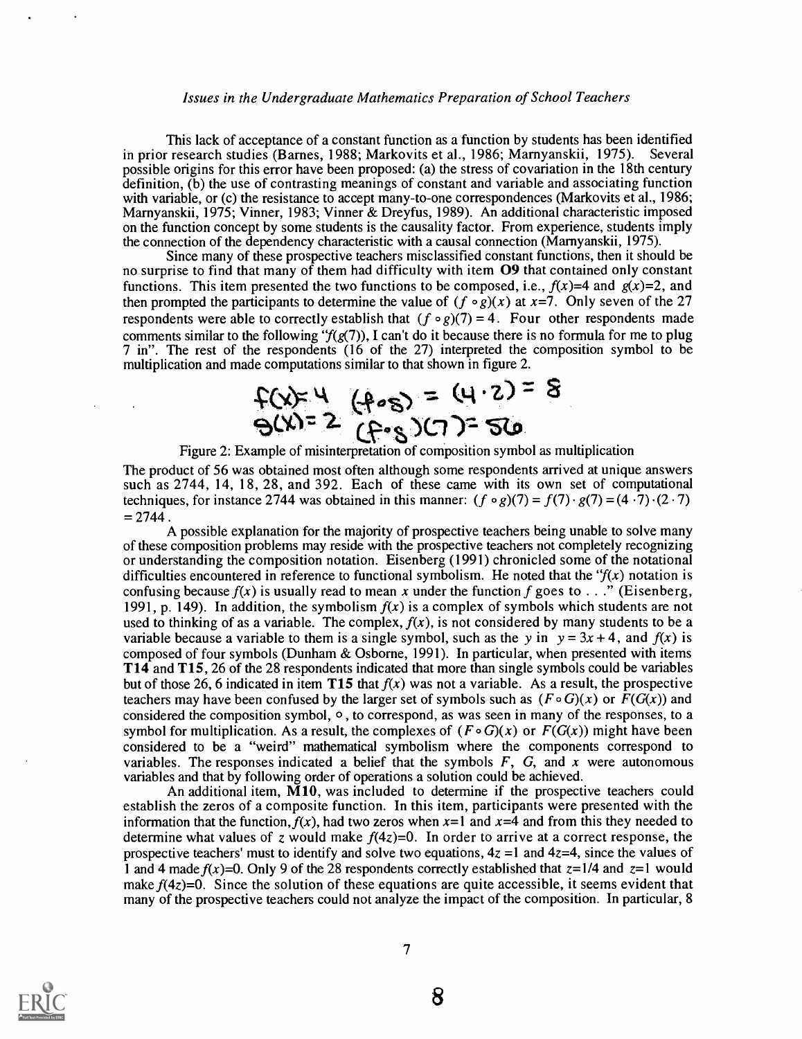This lack of acceptance of a constant function as a function by students has been identified in prior research studies (Barnes, 1988; Markovits et al., 1986; Marnyanskii, 1975). Several possible origins for this error have been proposed: (a) the stress of covariation in the 18th century definition, (b) the use of contrasting meanings of constant and variable and associating function with variable, or (c) the resistance to accept many-to-one correspondences (Markovits et al., 1986; Marnyanskii, 1975; Vinner, 1983; Vinner & Dreyfus, 1989). An additional characteristic imposed on the function concept by some students is the causality factor. From experience, students imply the connection of the dependency characteristic with a causal connection (Marnyanskii, 1975).

Since many of these prospective teachers misclassified constant functions, then it should be no surprise to find that many of them had difficulty with item **O9** that contained only constant functions. This item presented the two functions to be composed, i.e., $f(x)=4$ and $g(x)=2$, and then prompted the participants to determine the value of $(f \circ g)(x)$ at $x=7$. Only seven of the 27 respondents were able to correctly establish that $(f \circ g)(7) = 4$. Four other respondents made comments similar to the following "$f(g(7))$, I can't do it because there is no formula for me to plug 7 in". The rest of the respondents (16 of the 27) interpreted the composition symbol to be multiplication and made computations similar to that shown in figure 2.

$$f(x) = 4 \quad (f \circ g) = (4 \cdot 2) = 8$$
$$g(x) = 2 \quad (f \circ g)(7) = 56$$

Figure 2: Example of misinterpretation of composition symbol as multiplication

The product of 56 was obtained most often although some respondents arrived at unique answers such as 2744, 14, 18, 28, and 392. Each of these came with its own set of computational techniques, for instance 2744 was obtained in this manner: $(f \circ g)(7) = f(7) \cdot g(7) = (4 \cdot 7) \cdot (2 \cdot 7) = 2744$.

A possible explanation for the majority of prospective teachers being unable to solve many of these composition problems may reside with the prospective teachers not completely recognizing or understanding the composition notation. Eisenberg (1991) chronicled some of the notational difficulties encountered in reference to functional symbolism. He noted that the "$f(x)$ notation is confusing because $f(x)$ is usually read to mean $x$ under the function $f$ goes to . . ." (Eisenberg, 1991, p. 149). In addition, the symbolism $f(x)$ is a complex of symbols which students are not used to thinking of as a variable. The complex, $f(x)$, is not considered by many students to be a variable because a variable to them is a single symbol, such as the $y$ in $y = 3x + 4$, and $f(x)$ is composed of four symbols (Dunham & Osborne, 1991). In particular, when presented with items **T14** and **T15**, 26 of the 28 respondents indicated that more than single symbols could be variables but of those 26, 6 indicated in item **T15** that $f(x)$ was not a variable. As a result, the prospective teachers may have been confused by the larger set of symbols such as $(F \circ G)(x)$ or $F(G(x))$ and considered the composition symbol, $\circ$, to correspond, as was seen in many of the responses, to a symbol for multiplication. As a result, the complexes of $(F \circ G)(x)$ or $F(G(x))$ might have been considered to be a "weird" mathematical symbolism where the components correspond to variables. The responses indicated a belief that the symbols $F$, $G$, and $x$ were autonomous variables and that by following order of operations a solution could be achieved.

An additional item, **M10**, was included to determine if the prospective teachers could establish the zeros of a composite function. In this item, participants were presented with the information that the function, $f(x)$, had two zeros when $x=1$ and $x=4$ and from this they needed to determine what values of $z$ would make $f(4z)=0$. In order to arrive at a correct response, the prospective teachers' must to identify and solve two equations, $4z = 1$ and $4z=4$, since the values of 1 and 4 made $f(x)=0$. Only 9 of the 28 respondents correctly established that $z=1/4$ and $z=1$ would make $f(4z)=0$. Since the solution of these equations are quite accessible, it seems evident that many of the prospective teachers could not analyze the impact of the composition. In particular, 8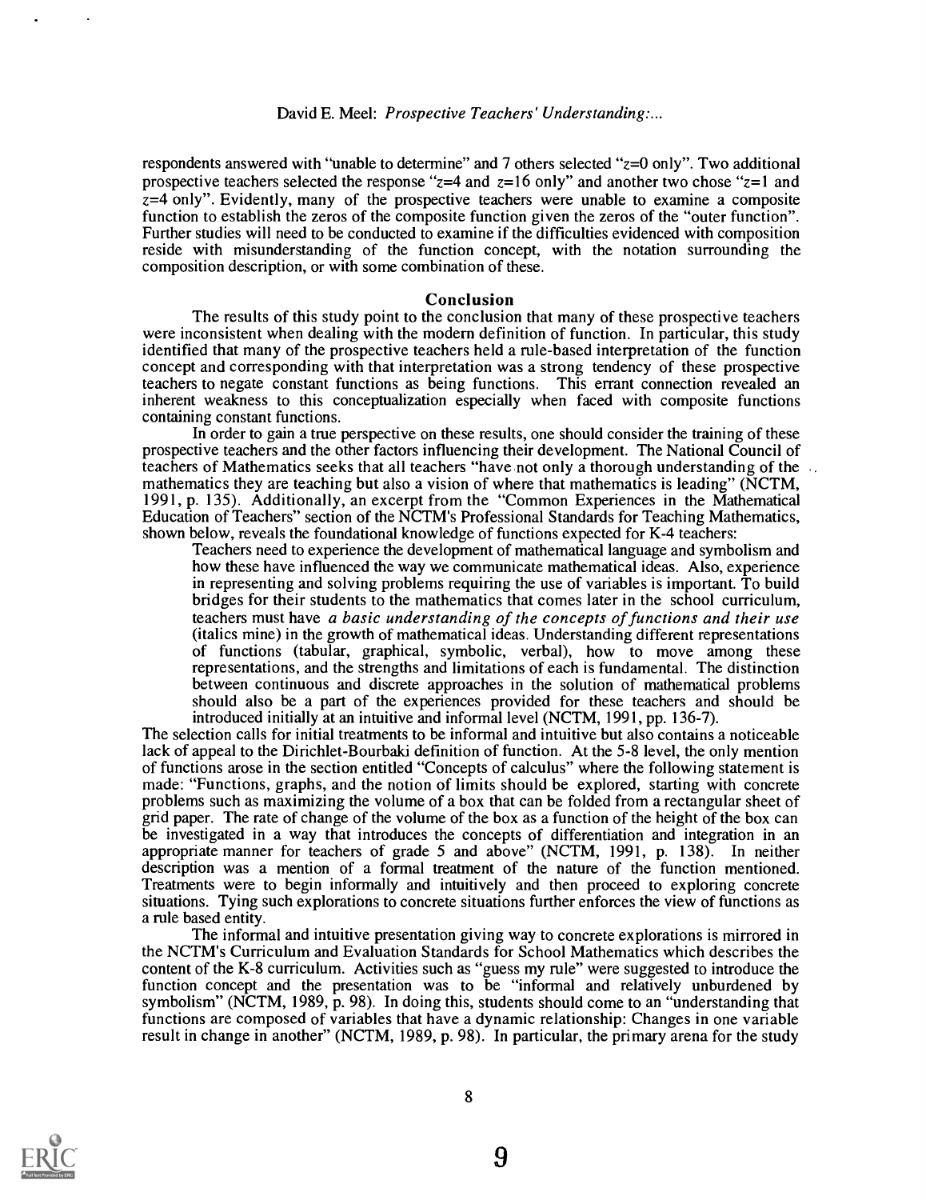respondents answered with "unable to determine" and 7 others selected "$z=0$ only". Two additional prospective teachers selected the response "$z=4$ and $z=16$ only" and another two chose "$z=1$ and $z=4$ only". Evidently, many of the prospective teachers were unable to examine a composite function to establish the zeros of the composite function given the zeros of the "outer function". Further studies will need to be conducted to examine if the difficulties evidenced with composition reside with misunderstanding of the function concept, with the notation surrounding the composition description, or with some combination of these.

## Conclusion

The results of this study point to the conclusion that many of these prospective teachers were inconsistent when dealing with the modern definition of function. In particular, this study identified that many of the prospective teachers held a rule-based interpretation of the function concept and corresponding with that interpretation was a strong tendency of these prospective teachers to negate constant functions as being functions. This errant connection revealed an inherent weakness to this conceptualization especially when faced with composite functions containing constant functions.

In order to gain a true perspective on these results, one should consider the training of these prospective teachers and the other factors influencing their development. The National Council of teachers of Mathematics seeks that all teachers "have not only a thorough understanding of the mathematics they are teaching but also a vision of where that mathematics is leading" (NCTM, 1991, p. 135). Additionally, an excerpt from the "Common Experiences in the Mathematical Education of Teachers" section of the NCTM's Professional Standards for Teaching Mathematics, shown below, reveals the foundational knowledge of functions expected for K-4 teachers:

> Teachers need to experience the development of mathematical language and symbolism and how these have influenced the way we communicate mathematical ideas. Also, experience in representing and solving problems requiring the use of variables is important. To build bridges for their students to the mathematics that comes later in the school curriculum, teachers must have *a basic understanding of the concepts of functions and their use* (italics mine) in the growth of mathematical ideas. Understanding different representations of functions (tabular, graphical, symbolic, verbal), how to move among these representations, and the strengths and limitations of each is fundamental. The distinction between continuous and discrete approaches in the solution of mathematical problems should also be a part of the experiences provided for these teachers and should be introduced initially at an intuitive and informal level (NCTM, 1991, pp. 136-7).

The selection calls for initial treatments to be informal and intuitive but also contains a noticeable lack of appeal to the Dirichlet-Bourbaki definition of function. At the 5-8 level, the only mention of functions arose in the section entitled "Concepts of calculus" where the following statement is made: "Functions, graphs, and the notion of limits should be explored, starting with concrete problems such as maximizing the volume of a box that can be folded from a rectangular sheet of grid paper. The rate of change of the volume of the box as a function of the height of the box can be investigated in a way that introduces the concepts of differentiation and integration in an appropriate manner for teachers of grade 5 and above" (NCTM, 1991, p. 138). In neither description was a mention of a formal treatment of the nature of the function mentioned. Treatments were to begin informally and intuitively and then proceed to exploring concrete situations. Tying such explorations to concrete situations further enforces the view of functions as a rule based entity.

The informal and intuitive presentation giving way to concrete explorations is mirrored in the NCTM's Curriculum and Evaluation Standards for School Mathematics which describes the content of the K-8 curriculum. Activities such as "guess my rule" were suggested to introduce the function concept and the presentation was to be "informal and relatively unburdened by symbolism" (NCTM, 1989, p. 98). In doing this, students should come to an "understanding that functions are composed of variables that have a dynamic relationship: Changes in one variable result in change in another" (NCTM, 1989, p. 98). In particular, the primary arena for the study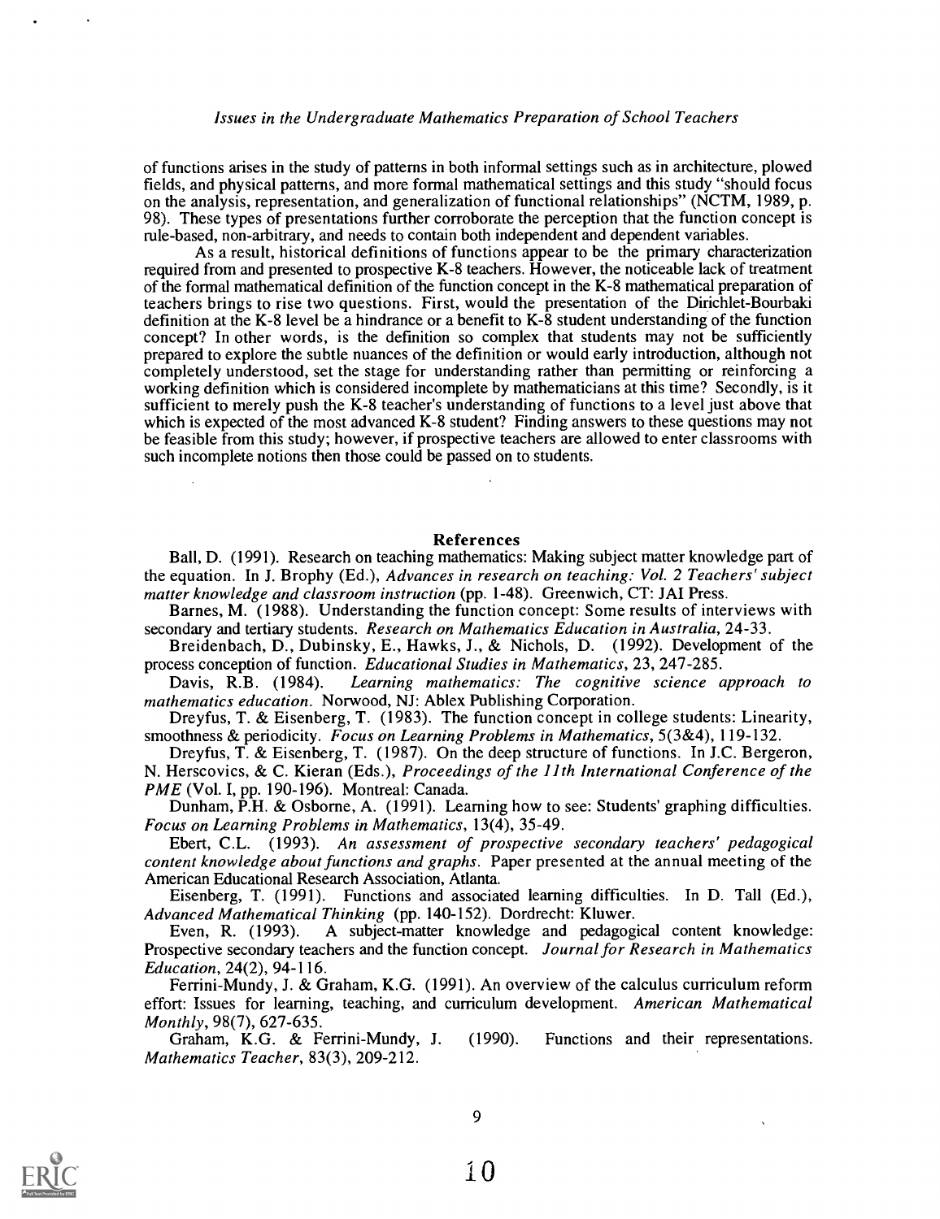of functions arises in the study of patterns in both informal settings such as in architecture, plowed fields, and physical patterns, and more formal mathematical settings and this study "should focus on the analysis, representation, and generalization of functional relationships" (NCTM, 1989, p. 98). These types of presentations further corroborate the perception that the function concept is rule-based, non-arbitrary, and needs to contain both independent and dependent variables.

As a result, historical definitions of functions appear to be the primary characterization required from and presented to prospective K-8 teachers. However, the noticeable lack of treatment of the formal mathematical definition of the function concept in the K-8 mathematical preparation of teachers brings to rise two questions. First, would the presentation of the Dirichlet-Bourbaki definition at the K-8 level be a hindrance or a benefit to K-8 student understanding of the function concept? In other words, is the definition so complex that students may not be sufficiently prepared to explore the subtle nuances of the definition or would early introduction, although not completely understood, set the stage for understanding rather than permitting or reinforcing a working definition which is considered incomplete by mathematicians at this time? Secondly, is it sufficient to merely push the K-8 teacher's understanding of functions to a level just above that which is expected of the most advanced K-8 student? Finding answers to these questions may not be feasible from this study; however, if prospective teachers are allowed to enter classrooms with such incomplete notions then those could be passed on to students.

## References

Ball, D. (1991). Research on teaching mathematics: Making subject matter knowledge part of the equation. In J. Brophy (Ed.), *Advances in research on teaching: Vol. 2 Teachers' subject matter knowledge and classroom instruction* (pp. 1-48). Greenwich, CT: JAI Press.

Barnes, M. (1988). Understanding the function concept: Some results of interviews with secondary and tertiary students. *Research on Mathematics Education in Australia*, 24-33.

Breidenbach, D., Dubinsky, E., Hawks, J., & Nichols, D. (1992). Development of the process conception of function. *Educational Studies in Mathematics*, 23, 247-285.

Davis, R.B. (1984). *Learning mathematics: The cognitive science approach to mathematics education*. Norwood, NJ: Ablex Publishing Corporation.

Dreyfus, T. & Eisenberg, T. (1983). The function concept in college students: Linearity, smoothness & periodicity. *Focus on Learning Problems in Mathematics*, 5(3&4), 119-132.

Dreyfus, T. & Eisenberg, T. (1987). On the deep structure of functions. In J.C. Bergeron, N. Herscovics, & C. Kieran (Eds.), *Proceedings of the 11th International Conference of the PME* (Vol. I, pp. 190-196). Montreal: Canada.

Dunham, P.H. & Osborne, A. (1991). Learning how to see: Students' graphing difficulties. *Focus on Learning Problems in Mathematics*, 13(4), 35-49.

Ebert, C.L. (1993). *An assessment of prospective secondary teachers' pedagogical content knowledge about functions and graphs*. Paper presented at the annual meeting of the American Educational Research Association, Atlanta.

Eisenberg, T. (1991). Functions and associated learning difficulties. In D. Tall (Ed.), *Advanced Mathematical Thinking* (pp. 140-152). Dordrecht: Kluwer.

Even, R. (1993). A subject-matter knowledge and pedagogical content knowledge: Prospective secondary teachers and the function concept. *Journal for Research in Mathematics Education*, 24(2), 94-116.

Ferrini-Mundy, J. & Graham, K.G. (1991). An overview of the calculus curriculum reform effort: Issues for learning, teaching, and curriculum development. *American Mathematical Monthly*, 98(7), 627-635.

Graham, K.G. & Ferrini-Mundy, J. (1990). Functions and their representations. *Mathematics Teacher*, 83(3), 209-212.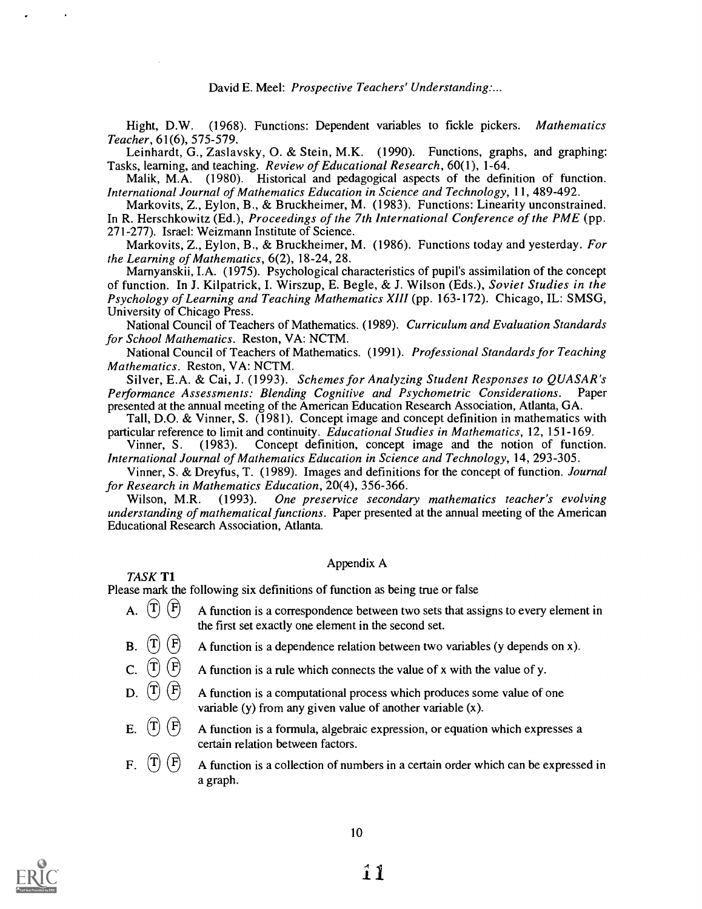Hight, D.W. (1968). Functions: Dependent variables to fickle pickers. *Mathematics Teacher*, 61(6), 575-579.

Leinhardt, G., Zaslavsky, O. & Stein, M.K. (1990). Functions, graphs, and graphing: Tasks, learning, and teaching. *Review of Educational Research*, 60(1), 1-64.

Malik, M.A. (1980). Historical and pedagogical aspects of the definition of function. *International Journal of Mathematics Education in Science and Technology*, 11, 489-492.

Markovits, Z., Eylon, B., & Bruckheimer, M. (1983). Functions: Linearity unconstrained. In R. Herschkowitz (Ed.), *Proceedings of the 7th International Conference of the PME* (pp. 271-277). Israel: Weizmann Institute of Science.

Markovits, Z., Eylon, B., & Bruckheimer, M. (1986). Functions today and yesterday. *For the Learning of Mathematics*, 6(2), 18-24, 28.

Marnyanskii, I.A. (1975). Psychological characteristics of pupil's assimilation of the concept of function. In J. Kilpatrick, I. Wirszup, E. Begle, & J. Wilson (Eds.), *Soviet Studies in the Psychology of Learning and Teaching Mathematics XIII* (pp. 163-172). Chicago, IL: SMSG, University of Chicago Press.

National Council of Teachers of Mathematics. (1989). *Curriculum and Evaluation Standards for School Mathematics*. Reston, VA: NCTM.

National Council of Teachers of Mathematics. (1991). *Professional Standards for Teaching Mathematics*. Reston, VA: NCTM.

Silver, E.A. & Cai, J. (1993). *Schemes for Analyzing Student Responses to QUASAR's Performance Assessments: Blending Cognitive and Psychometric Considerations*. Paper presented at the annual meeting of the American Education Research Association, Atlanta, GA.

Tall, D.O. & Vinner, S. (1981). Concept image and concept definition in mathematics with particular reference to limit and continuity. *Educational Studies in Mathematics*, 12, 151-169.

Vinner, S. (1983). Concept definition, concept image and the notion of function. *International Journal of Mathematics Education in Science and Technology*, 14, 293-305.

Vinner, S. & Dreyfus, T. (1989). Images and definitions for the concept of function. *Journal for Research in Mathematics Education*, 20(4), 356-366.

Wilson, M.R. (1993). *One preservice secondary mathematics teacher's evolving understanding of mathematical functions*. Paper presented at the annual meeting of the American Educational Research Association, Atlanta.

## Appendix A

*TASK* **T1**

Please mark the following six definitions of function as being true or false

A. (T) (F) A function is a correspondence between two sets that assigns to every element in the first set exactly one element in the second set.

B. (T) (F) A function is a dependence relation between two variables (y depends on x).

C. (T) (F) A function is a rule which connects the value of x with the value of y.

D. (T) (F) A function is a computational process which produces some value of one variable (y) from any given value of another variable (x).

E. (T) (F) A function is a formula, algebraic expression, or equation which expresses a certain relation between factors.

F. (T) (F) A function is a collection of numbers in a certain order which can be expressed in a graph.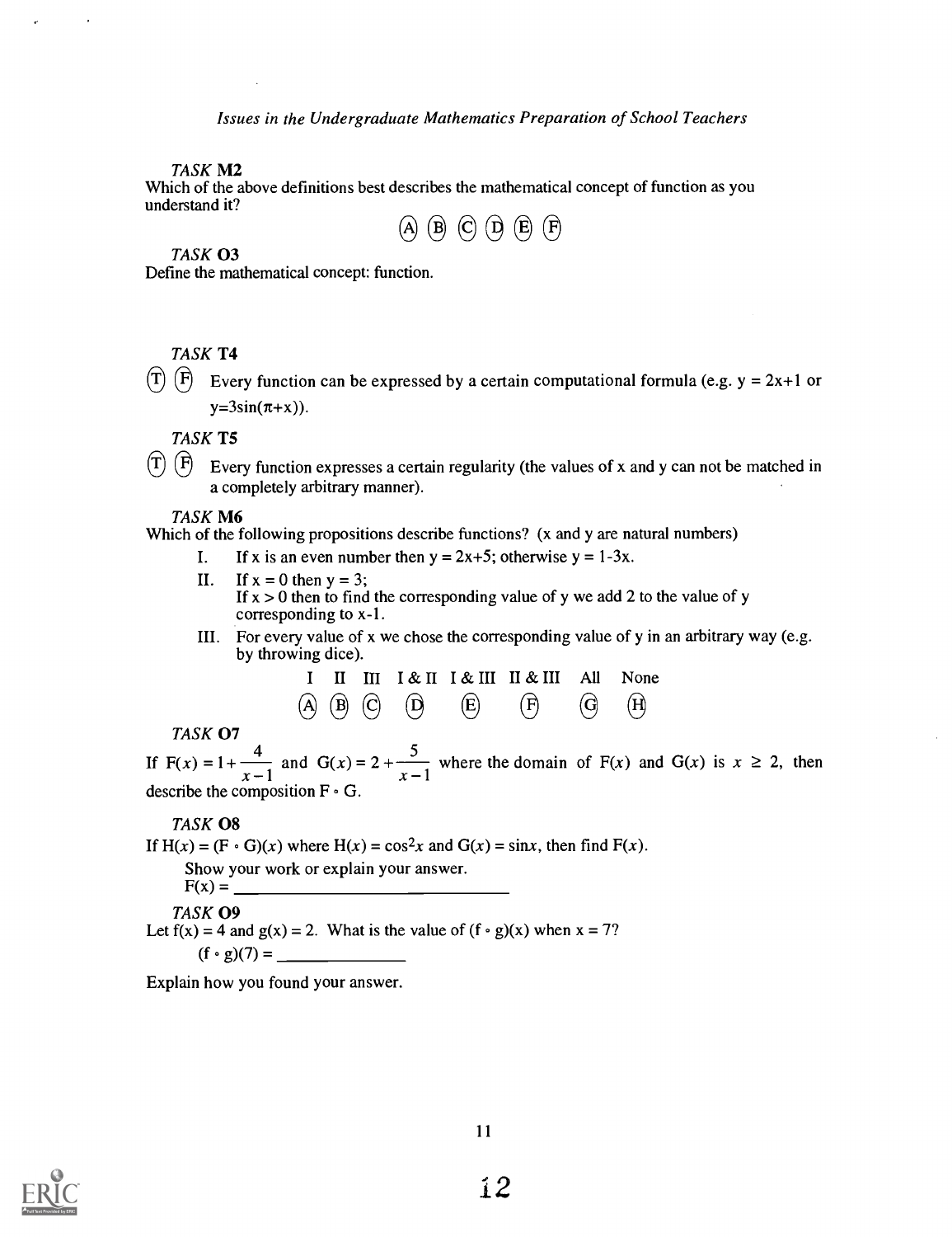*TASK* **M2**

Which of the above definitions best describes the mathematical concept of function as you understand it?

Ⓐ Ⓑ Ⓒ Ⓓ Ⓔ Ⓕ

*TASK* **O3**

Define the mathematical concept: function.

*TASK* **T4**

Ⓣ Ⓕ Every function can be expressed by a certain computational formula (e.g. $y = 2x+1$ or $y=3\sin(\pi+x)$).

*TASK* **T5**

Ⓣ Ⓕ Every function expresses a certain regularity (the values of x and y can not be matched in a completely arbitrary manner).

*TASK* **M6**

Which of the following propositions describe functions? (x and y are natural numbers)

I. If x is an even number then $y = 2x+5$; otherwise $y = 1-3x$.

II. If $x = 0$ then $y = 3$;
If $x > 0$ then to find the corresponding value of y we add 2 to the value of y corresponding to x-1.

III. For every value of x we chose the corresponding value of y in an arbitrary way (e.g. by throwing dice).

| I | II | III | I & II | I & III | II & III | All | None |
|---|---|---|---|---|---|---|---|
| Ⓐ | Ⓑ | Ⓒ | Ⓓ | Ⓔ | Ⓕ | Ⓖ | Ⓗ |

*TASK* **O7**

If $F(x) = 1 + \dfrac{4}{x-1}$ and $G(x) = 2 + \dfrac{5}{x-1}$ where the domain of $F(x)$ and $G(x)$ is $x \geq 2$, then describe the composition $F \circ G$.

*TASK* **O8**

If $H(x) = (F \circ G)(x)$ where $H(x) = \cos^2 x$ and $G(x) = \sin x$, then find $F(x)$.

Show your work or explain your answer.

$F(x) =$ ______________________________

*TASK* **O9**

Let $f(x) = 4$ and $g(x) = 2$. What is the value of $(f \circ g)(x)$ when $x = 7$?

$(f \circ g)(7) =$ ______________

Explain how you found your answer.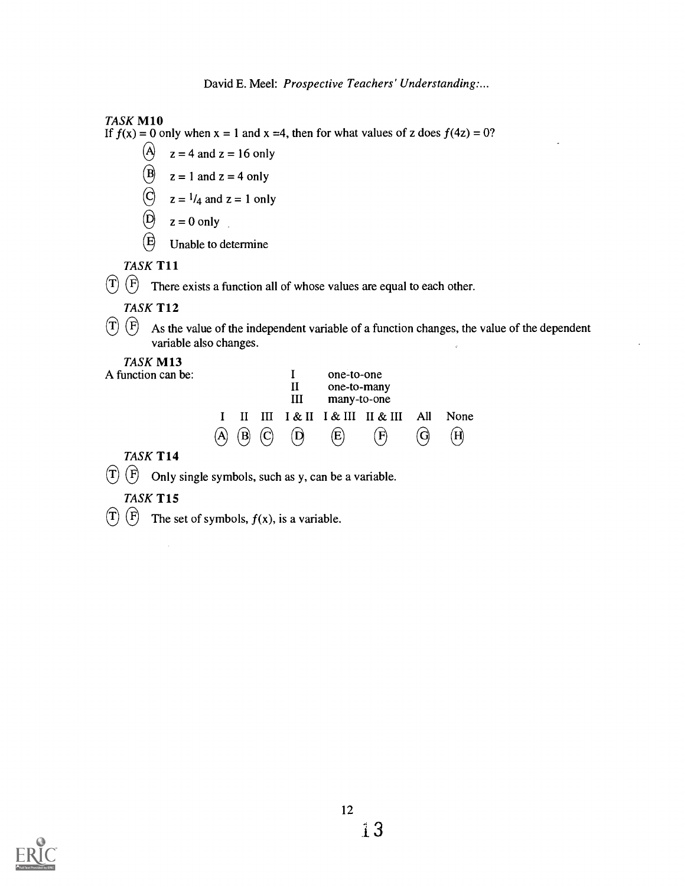*TASK* **M10**

If $f(x) = 0$ only when $x = 1$ and $x = 4$, then for what values of z does $f(4z) = 0$?

- (A) $z = 4$ and $z = 16$ only
- (B) $z = 1$ and $z = 4$ only
- (C) $z = 1/4$ and $z = 1$ only
- (D) $z = 0$ only
- (E) Unable to determine

*TASK* **T11**

(T) (F) There exists a function all of whose values are equal to each other.

*TASK* **T12**

(T) (F) As the value of the independent variable of a function changes, the value of the dependent variable also changes.

*TASK* **M13**

A function can be:

I one-to-one
II one-to-many
III many-to-one

| I | II | III | I & II | I & III | II & III | All | None |
|---|---|---|---|---|---|---|---|
| (A) | (B) | (C) | (D) | (E) | (F) | (G) | (H) |

*TASK* **T14**

(T) (F) Only single symbols, such as y, can be a variable.

*TASK* **T15**

(T) (F) The set of symbols, $f(x)$, is a variable.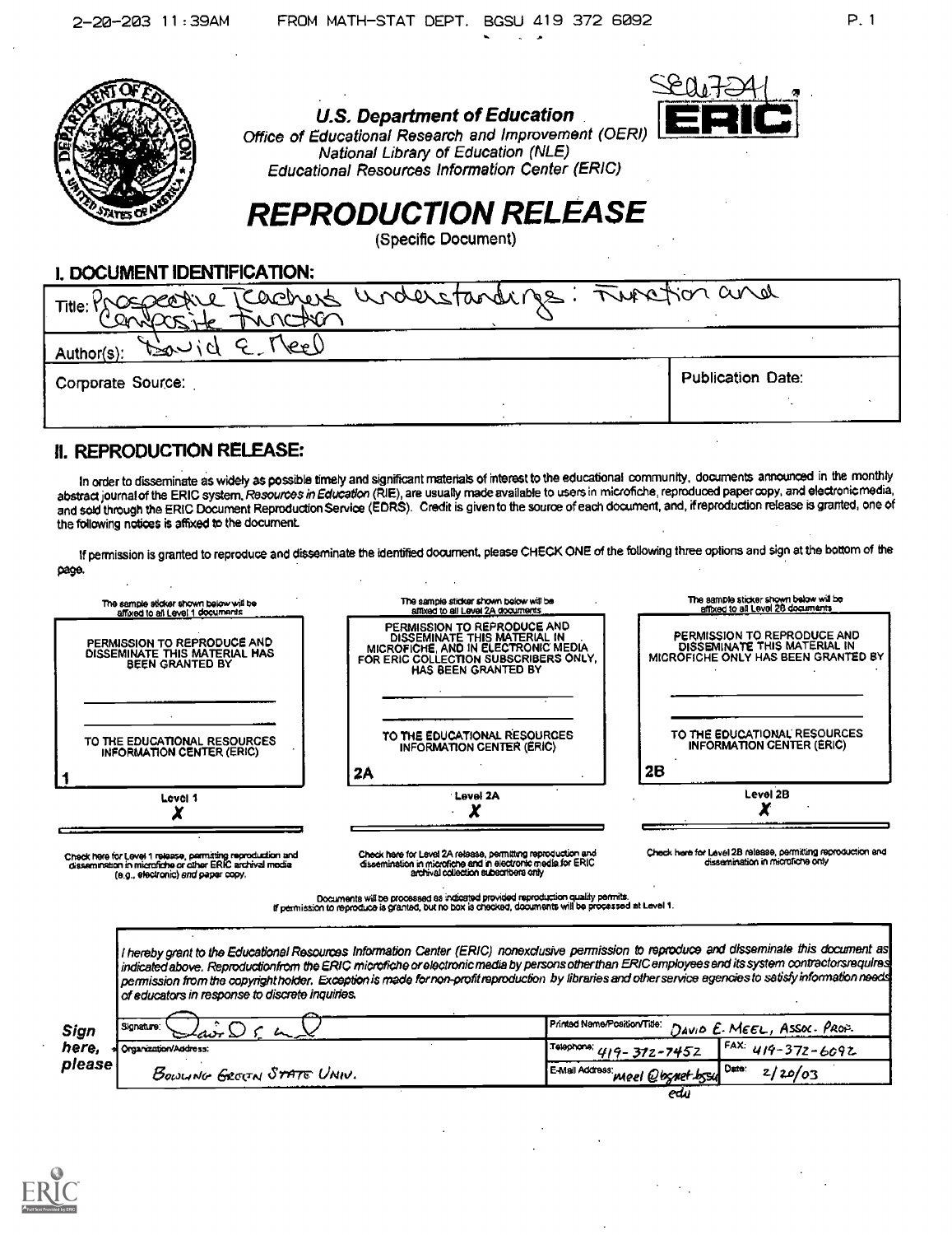U.S. Department of Education
Office of Educational Research and Improvement (OERI)
National Library of Education (NLE)
Educational Resources Information Center (ERIC)

SE067241

# REPRODUCTION RELEASE

(Specific Document)

## I. DOCUMENT IDENTIFICATION:

| | |
|---|---|
| Title: Prospective Teachers Understandings: Function and Composite Function | |
| Author(s): David E. Meel | |
| Corporate Source: | Publication Date: |

## II. REPRODUCTION RELEASE:

In order to disseminate as widely as possible timely and significant materials of interest to the educational community, documents announced in the monthly abstract journal of the ERIC system, *Resources in Education* (RIE), are usually made available to users in microfiche, reproduced paper copy, and electronic media, and sold through the ERIC Document Reproduction Service (EDRS). Credit is given to the source of each document, and, if reproduction release is granted, one of the following notices is affixed to the document.

If permission is granted to reproduce and disseminate the identified document, please CHECK ONE of the following three options and sign at the bottom of the page.

| The sample sticker shown below will be affixed to all Level 1 documents | The sample sticker shown below will be affixed to all Level 2A documents | The sample sticker shown below will be affixed to all Level 2B documents |
|---|---|---|
| PERMISSION TO REPRODUCE AND DISSEMINATE THIS MATERIAL HAS BEEN GRANTED BY ______ TO THE EDUCATIONAL RESOURCES INFORMATION CENTER (ERIC) | PERMISSION TO REPRODUCE AND DISSEMINATE THIS MATERIAL IN MICROFICHE, AND IN ELECTRONIC MEDIA FOR ERIC COLLECTION SUBSCRIBERS ONLY, HAS BEEN GRANTED BY ______ TO THE EDUCATIONAL RESOURCES INFORMATION CENTER (ERIC) | PERMISSION TO REPRODUCE AND DISSEMINATE THIS MATERIAL IN MICROFICHE ONLY HAS BEEN GRANTED BY ______ TO THE EDUCATIONAL RESOURCES INFORMATION CENTER (ERIC) |
| 1 | 2A | 2B |
| Level 1 | Level 2A | Level 2B |
| X | X | X |
| Check here for Level 1 release, permitting reproduction and dissemination in microfiche or other ERIC archival media (e.g., electronic) *and* paper copy. | Check here for Level 2A release, permitting reproduction and dissemination in microfiche and in electronic media for ERIC archival collection subscribers only | Check here for Level 2B release, permitting reproduction and dissemination in microfiche only |

Documents will be processed as indicated provided reproduction quality permits.
If permission to reproduce is granted, but no box is checked, documents will be processed at Level 1.

*I hereby grant to the Educational Resources Information Center (ERIC) nonexclusive permission to reproduce and disseminate this document as indicated above. Reproduction from the ERIC microfiche or electronic media by persons other than ERIC employees and its system contractors requires permission from the copyright holder. Exception is made for non-profit reproduction by libraries and other service agencies to satisfy information needs of educators in response to discrete inquiries.*

**Sign here, please**

| | | |
|---|---|---|
| Signature: David E. Meel | Printed Name/Position/Title: David E. Meel, Assoc. Prof. | |
| Organization/Address: Bowling Green State Univ. | Telephone: 419-372-7452 | FAX: 419-372-6092 |
| | E-Mail Address: meel@bgnet.bgsu.edu | Date: 2/20/03 |